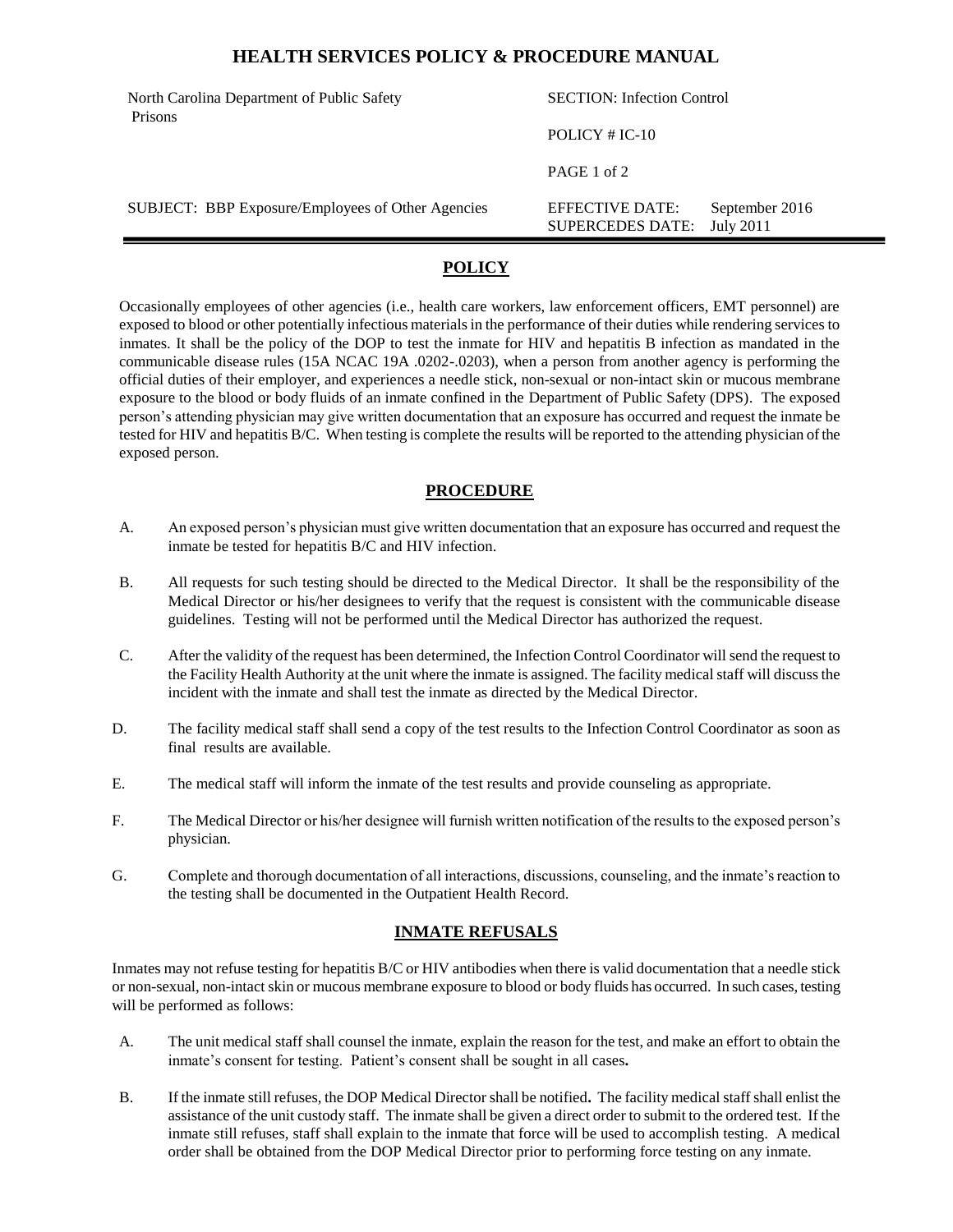# HEALTH SERVICES POLICY & PROCEDURE MANUAL

| North Carolina Department of Public Safety Prisons | SECTION: Infection Control |
|---|---|
| | POLICY # IC-10 |
| | PAGE 1 of 2 |
| SUBJECT: BBP Exposure/Employees of Other Agencies | EFFECTIVE DATE: September 2016<br>SUPERCEDES DATE: July 2011 |

## POLICY

Occasionally employees of other agencies (i.e., health care workers, law enforcement officers, EMT personnel) are exposed to blood or other potentially infectious materials in the performance of their duties while rendering services to inmates. It shall be the policy of the DOP to test the inmate for HIV and hepatitis B infection as mandated in the communicable disease rules (15A NCAC 19A .0202-.0203), when a person from another agency is performing the official duties of their employer, and experiences a needle stick, non-sexual or non-intact skin or mucous membrane exposure to the blood or body fluids of an inmate confined in the Department of Public Safety (DPS). The exposed person's attending physician may give written documentation that an exposure has occurred and request the inmate be tested for HIV and hepatitis B/C. When testing is complete the results will be reported to the attending physician of the exposed person.

## PROCEDURE

A. An exposed person's physician must give written documentation that an exposure has occurred and request the inmate be tested for hepatitis B/C and HIV infection.

B. All requests for such testing should be directed to the Medical Director. It shall be the responsibility of the Medical Director or his/her designees to verify that the request is consistent with the communicable disease guidelines. Testing will not be performed until the Medical Director has authorized the request.

C. After the validity of the request has been determined, the Infection Control Coordinator will send the request to the Facility Health Authority at the unit where the inmate is assigned. The facility medical staff will discuss the incident with the inmate and shall test the inmate as directed by the Medical Director.

D. The facility medical staff shall send a copy of the test results to the Infection Control Coordinator as soon as final results are available.

E. The medical staff will inform the inmate of the test results and provide counseling as appropriate.

F. The Medical Director or his/her designee will furnish written notification of the results to the exposed person's physician.

G. Complete and thorough documentation of all interactions, discussions, counseling, and the inmate's reaction to the testing shall be documented in the Outpatient Health Record.

## INMATE REFUSALS

Inmates may not refuse testing for hepatitis B/C or HIV antibodies when there is valid documentation that a needle stick or non-sexual, non-intact skin or mucous membrane exposure to blood or body fluids has occurred. In such cases, testing will be performed as follows:

A. The unit medical staff shall counsel the inmate, explain the reason for the test, and make an effort to obtain the inmate's consent for testing. Patient's consent shall be sought in all cases**.**

B. If the inmate still refuses, the DOP Medical Director shall be notified**.** The facility medical staff shall enlist the assistance of the unit custody staff. The inmate shall be given a direct order to submit to the ordered test. If the inmate still refuses, staff shall explain to the inmate that force will be used to accomplish testing. A medical order shall be obtained from the DOP Medical Director prior to performing force testing on any inmate.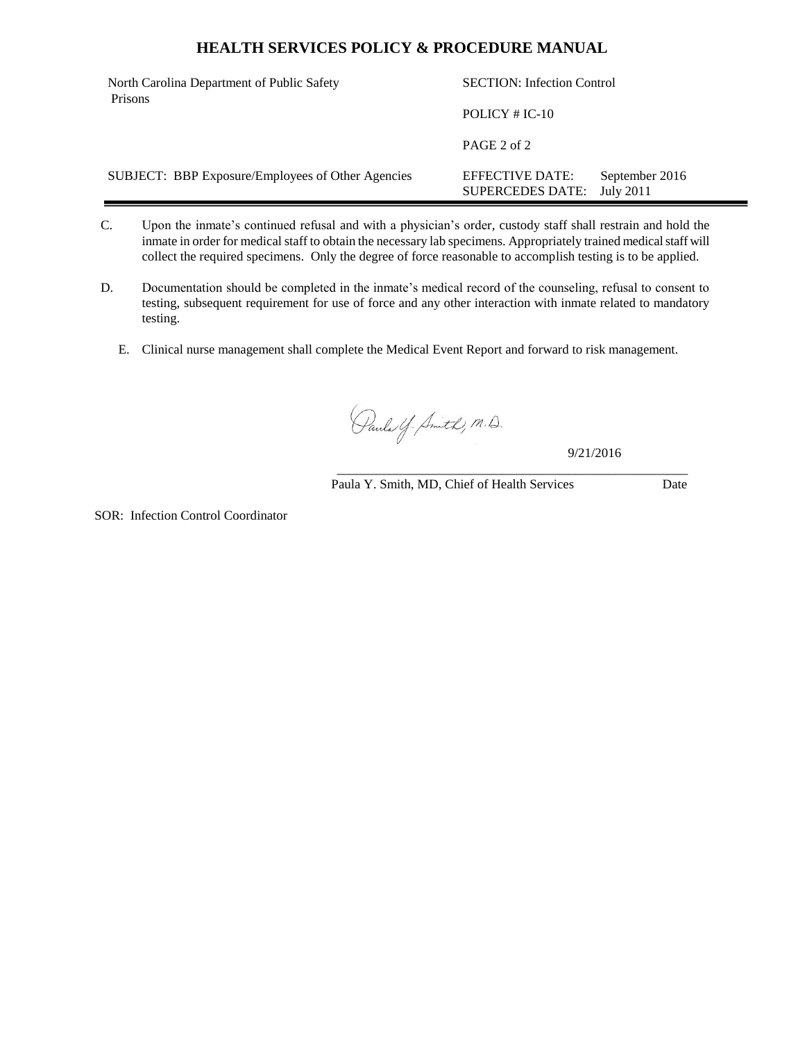# HEALTH SERVICES POLICY & PROCEDURE MANUAL

| | |
|---|---|
| North Carolina Department of Public Safety Prisons | SECTION: Infection Control |
| | POLICY # IC-10 |
| SUBJECT: BBP Exposure/Employees of Other Agencies | EFFECTIVE DATE: September 2016 SUPERCEDES DATE: July 2011 |

C. Upon the inmate's continued refusal and with a physician's order, custody staff shall restrain and hold the inmate in order for medical staff to obtain the necessary lab specimens. Appropriately trained medical staff will collect the required specimens. Only the degree of force reasonable to accomplish testing is to be applied.

D. Documentation should be completed in the inmate's medical record of the counseling, refusal to consent to testing, subsequent requirement for use of force and any other interaction with inmate related to mandatory testing.

E. Clinical nurse management shall complete the Medical Event Report and forward to risk management.

Paula Y. Smith, M.D.

9/21/2016

Paula Y. Smith, MD, Chief of Health Services Date

SOR: Infection Control Coordinator